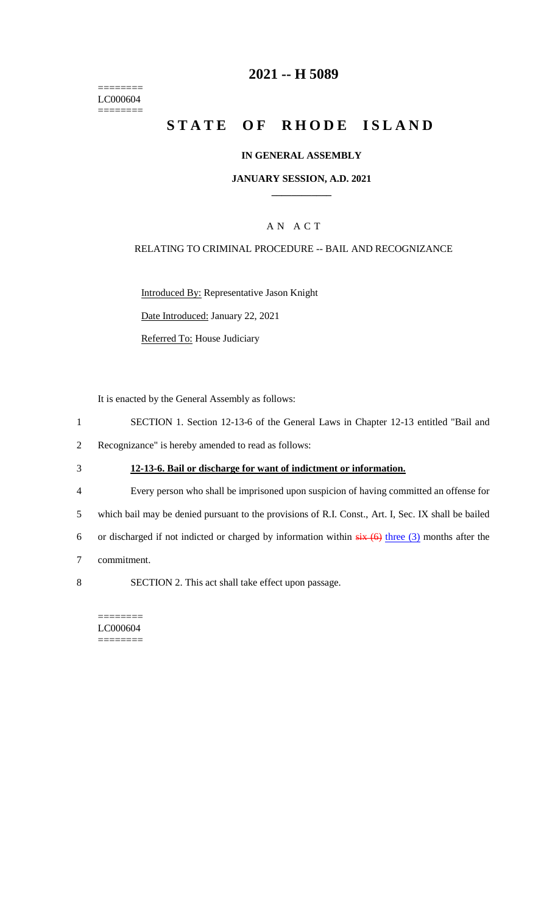========
LC000604
========

# 2021 -- H 5089

# STATE OF RHODE ISLAND

### IN GENERAL ASSEMBLY

### JANUARY SESSION, A.D. 2021

____________

A N A C T

RELATING TO CRIMINAL PROCEDURE -- BAIL AND RECOGNIZANCE

Introduced By: Representative Jason Knight

Date Introduced: January 22, 2021

Referred To: House Judiciary

It is enacted by the General Assembly as follows:

1 SECTION 1. Section 12-13-6 of the General Laws in Chapter 12-13 entitled "Bail and
2 Recognizance" is hereby amended to read as follows:

3 **12-13-6. Bail or discharge for want of indictment or information.**

4 Every person who shall be imprisoned upon suspicion of having committed an offense for
5 which bail may be denied pursuant to the provisions of R.I. Const., Art. I, Sec. IX shall be bailed
6 or discharged if not indicted or charged by information within ~~six (6)~~ three (3) months after the
7 commitment.

8 SECTION 2. This act shall take effect upon passage.

========
LC000604
========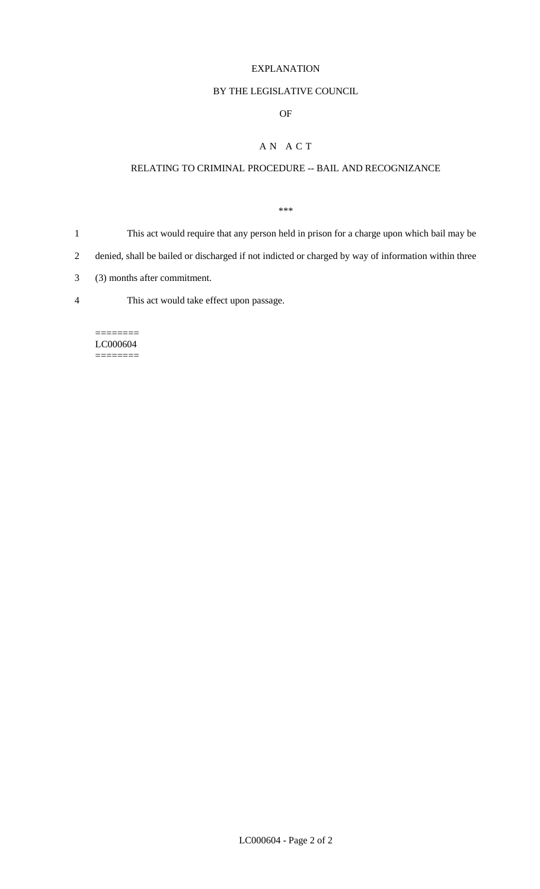EXPLANATION

BY THE LEGISLATIVE COUNCIL

OF

# A N A C T

RELATING TO CRIMINAL PROCEDURE -- BAIL AND RECOGNIZANCE

\*\*\*

1 This act would require that any person held in prison for a charge upon which bail may be
2 denied, shall be bailed or discharged if not indicted or charged by way of information within three
3 (3) months after commitment.

4 This act would take effect upon passage.

========
LC000604
========